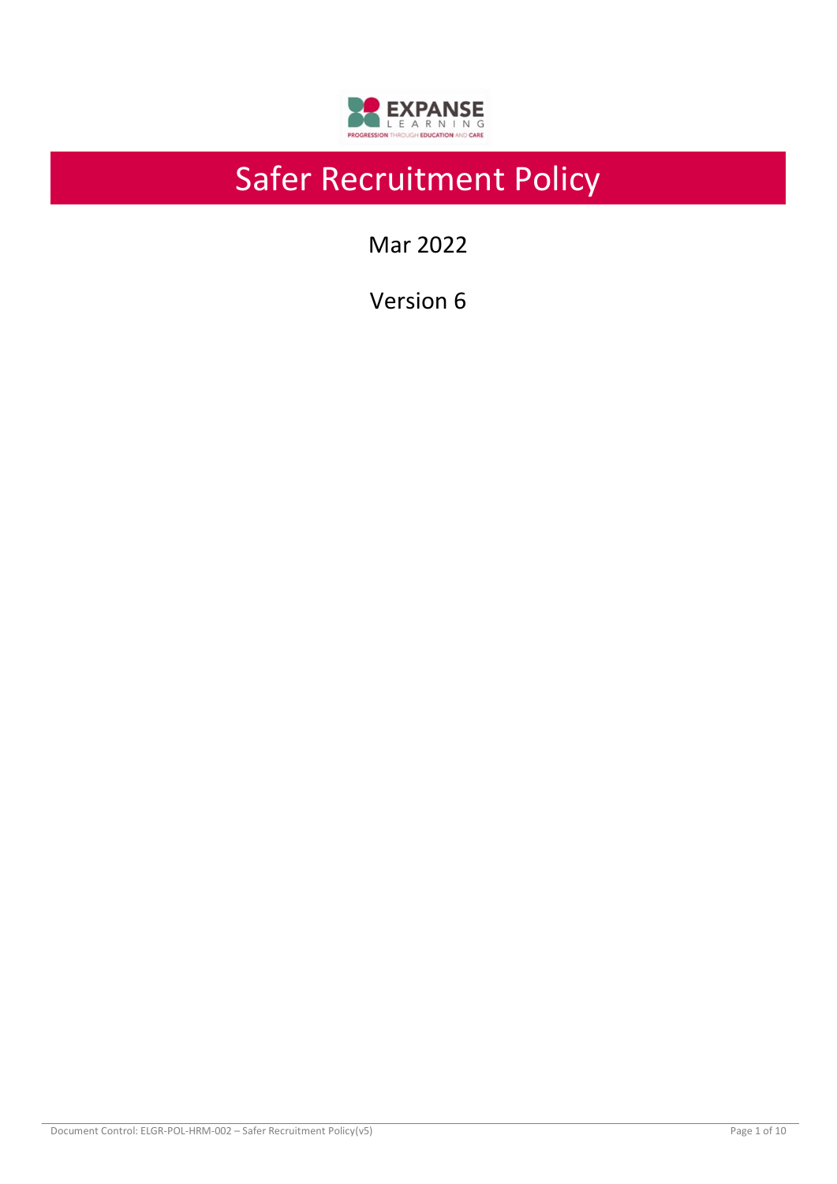# Safer Recruitment Policy

Mar 2022

Version 6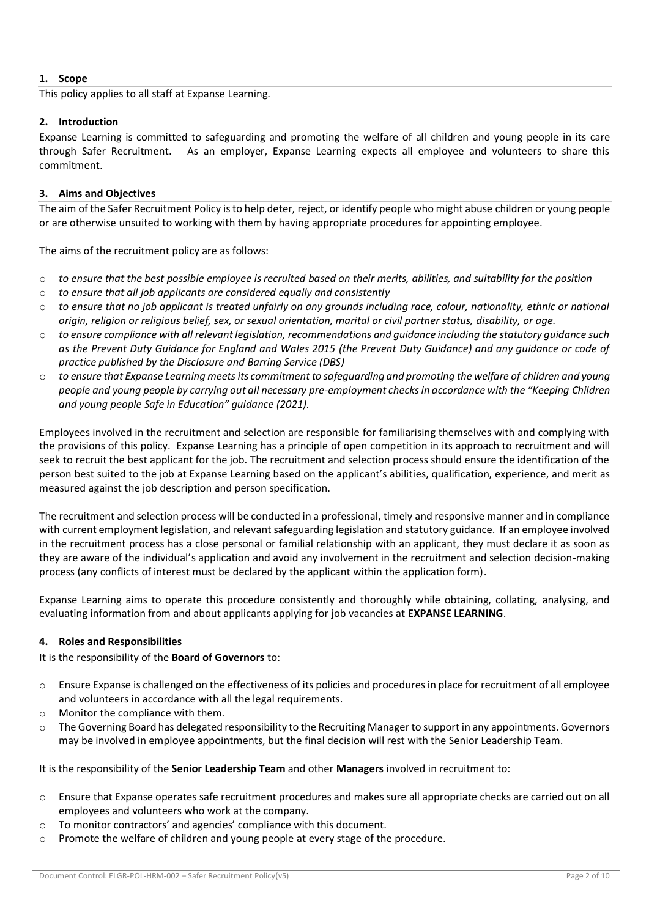## 1. Scope

This policy applies to all staff at Expanse Learning.

## 2. Introduction

Expanse Learning is committed to safeguarding and promoting the welfare of all children and young people in its care through Safer Recruitment. As an employer, Expanse Learning expects all employee and volunteers to share this commitment.

## 3. Aims and Objectives

The aim of the Safer Recruitment Policy is to help deter, reject, or identify people who might abuse children or young people or are otherwise unsuited to working with them by having appropriate procedures for appointing employee.

The aims of the recruitment policy are as follows:

- *to ensure that the best possible employee is recruited based on their merits, abilities, and suitability for the position*
- *to ensure that all job applicants are considered equally and consistently*
- *to ensure that no job applicant is treated unfairly on any grounds including race, colour, nationality, ethnic or national origin, religion or religious belief, sex, or sexual orientation, marital or civil partner status, disability, or age.*
- *to ensure compliance with all relevant legislation, recommendations and guidance including the statutory guidance such as the Prevent Duty Guidance for England and Wales 2015 (the Prevent Duty Guidance) and any guidance or code of practice published by the Disclosure and Barring Service (DBS)*
- *to ensure that Expanse Learning meets its commitment to safeguarding and promoting the welfare of children and young people and young people by carrying out all necessary pre-employment checks in accordance with the "Keeping Children and young people Safe in Education" guidance (2021).*

Employees involved in the recruitment and selection are responsible for familiarising themselves with and complying with the provisions of this policy. Expanse Learning has a principle of open competition in its approach to recruitment and will seek to recruit the best applicant for the job. The recruitment and selection process should ensure the identification of the person best suited to the job at Expanse Learning based on the applicant's abilities, qualification, experience, and merit as measured against the job description and person specification.

The recruitment and selection process will be conducted in a professional, timely and responsive manner and in compliance with current employment legislation, and relevant safeguarding legislation and statutory guidance. If an employee involved in the recruitment process has a close personal or familial relationship with an applicant, they must declare it as soon as they are aware of the individual's application and avoid any involvement in the recruitment and selection decision-making process (any conflicts of interest must be declared by the applicant within the application form).

Expanse Learning aims to operate this procedure consistently and thoroughly while obtaining, collating, analysing, and evaluating information from and about applicants applying for job vacancies at **EXPANSE LEARNING**.

## 4. Roles and Responsibilities

It is the responsibility of the **Board of Governors** to:

- Ensure Expanse is challenged on the effectiveness of its policies and procedures in place for recruitment of all employee and volunteers in accordance with all the legal requirements.
- Monitor the compliance with them.
- The Governing Board has delegated responsibility to the Recruiting Manager to support in any appointments. Governors may be involved in employee appointments, but the final decision will rest with the Senior Leadership Team.

It is the responsibility of the **Senior Leadership Team** and other **Managers** involved in recruitment to:

- Ensure that Expanse operates safe recruitment procedures and makes sure all appropriate checks are carried out on all employees and volunteers who work at the company.
- To monitor contractors' and agencies' compliance with this document.
- Promote the welfare of children and young people at every stage of the procedure.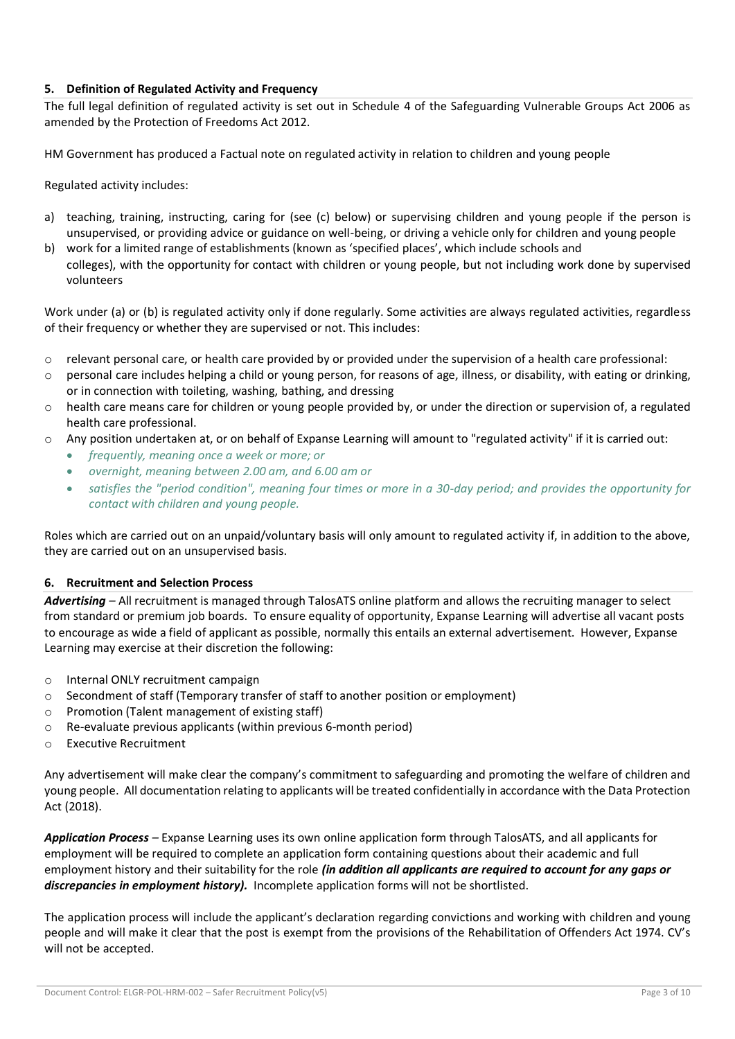### 5. Definition of Regulated Activity and Frequency

The full legal definition of regulated activity is set out in Schedule 4 of the Safeguarding Vulnerable Groups Act 2006 as amended by the Protection of Freedoms Act 2012.

HM Government has produced a Factual note on regulated activity in relation to children and young people

Regulated activity includes:

a) teaching, training, instructing, caring for (see (c) below) or supervising children and young people if the person is unsupervised, or providing advice or guidance on well-being, or driving a vehicle only for children and young people
b) work for a limited range of establishments (known as 'specified places', which include schools and colleges), with the opportunity for contact with children or young people, but not including work done by supervised volunteers

Work under (a) or (b) is regulated activity only if done regularly. Some activities are always regulated activities, regardless of their frequency or whether they are supervised or not. This includes:

- relevant personal care, or health care provided by or provided under the supervision of a health care professional:
- personal care includes helping a child or young person, for reasons of age, illness, or disability, with eating or drinking, or in connection with toileting, washing, bathing, and dressing
- health care means care for children or young people provided by, or under the direction or supervision of, a regulated health care professional.
- Any position undertaken at, or on behalf of Expanse Learning will amount to "regulated activity" if it is carried out:
  - *frequently, meaning once a week or more; or*
  - *overnight, meaning between 2.00 am, and 6.00 am or*
  - *satisfies the "period condition", meaning four times or more in a 30-day period; and provides the opportunity for contact with children and young people.*

Roles which are carried out on an unpaid/voluntary basis will only amount to regulated activity if, in addition to the above, they are carried out on an unsupervised basis.

### 6. Recruitment and Selection Process

***Advertising*** – All recruitment is managed through TalosATS online platform and allows the recruiting manager to select from standard or premium job boards. To ensure equality of opportunity, Expanse Learning will advertise all vacant posts to encourage as wide a field of applicant as possible, normally this entails an external advertisement. However, Expanse Learning may exercise at their discretion the following:

- Internal ONLY recruitment campaign
- Secondment of staff (Temporary transfer of staff to another position or employment)
- Promotion (Talent management of existing staff)
- Re-evaluate previous applicants (within previous 6-month period)
- Executive Recruitment

Any advertisement will make clear the company's commitment to safeguarding and promoting the welfare of children and young people. All documentation relating to applicants will be treated confidentially in accordance with the Data Protection Act (2018).

***Application Process*** – Expanse Learning uses its own online application form through TalosATS, and all applicants for employment will be required to complete an application form containing questions about their academic and full employment history and their suitability for the role ***(in addition all applicants are required to account for any gaps or discrepancies in employment history).*** Incomplete application forms will not be shortlisted.

The application process will include the applicant's declaration regarding convictions and working with children and young people and will make it clear that the post is exempt from the provisions of the Rehabilitation of Offenders Act 1974. CV's will not be accepted.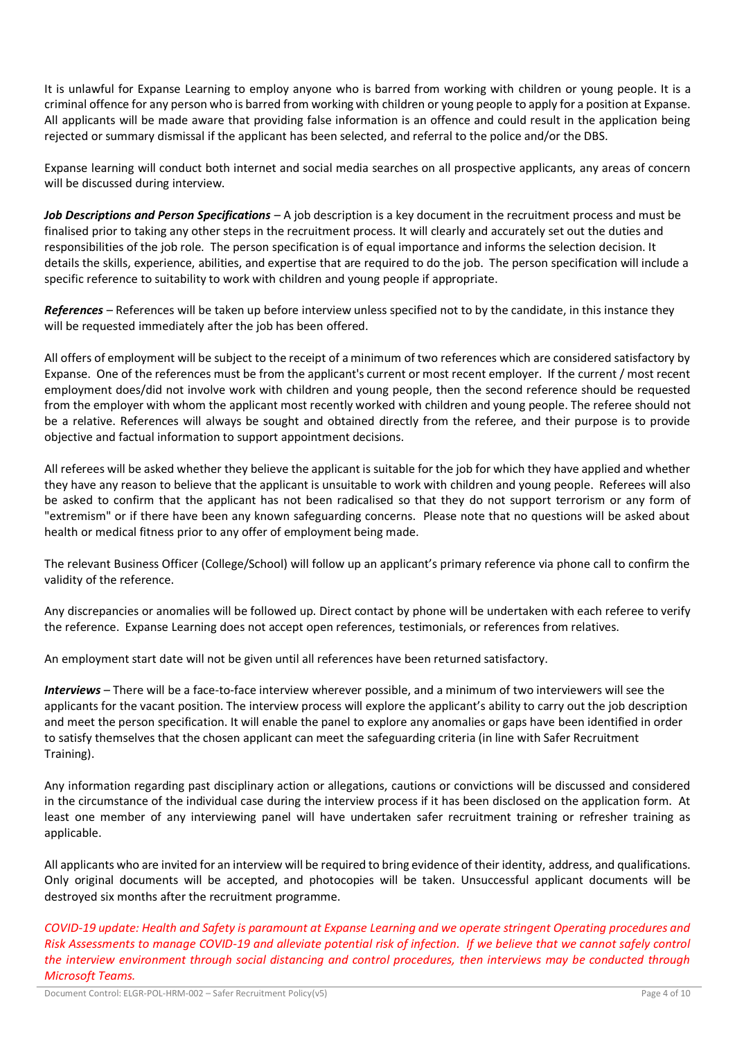It is unlawful for Expanse Learning to employ anyone who is barred from working with children or young people. It is a criminal offence for any person who is barred from working with children or young people to apply for a position at Expanse. All applicants will be made aware that providing false information is an offence and could result in the application being rejected or summary dismissal if the applicant has been selected, and referral to the police and/or the DBS.

Expanse learning will conduct both internet and social media searches on all prospective applicants, any areas of concern will be discussed during interview.

***Job Descriptions and Person Specifications*** – A job description is a key document in the recruitment process and must be finalised prior to taking any other steps in the recruitment process. It will clearly and accurately set out the duties and responsibilities of the job role. The person specification is of equal importance and informs the selection decision. It details the skills, experience, abilities, and expertise that are required to do the job. The person specification will include a specific reference to suitability to work with children and young people if appropriate.

***References*** – References will be taken up before interview unless specified not to by the candidate, in this instance they will be requested immediately after the job has been offered.

All offers of employment will be subject to the receipt of a minimum of two references which are considered satisfactory by Expanse. One of the references must be from the applicant's current or most recent employer. If the current / most recent employment does/did not involve work with children and young people, then the second reference should be requested from the employer with whom the applicant most recently worked with children and young people. The referee should not be a relative. References will always be sought and obtained directly from the referee, and their purpose is to provide objective and factual information to support appointment decisions.

All referees will be asked whether they believe the applicant is suitable for the job for which they have applied and whether they have any reason to believe that the applicant is unsuitable to work with children and young people. Referees will also be asked to confirm that the applicant has not been radicalised so that they do not support terrorism or any form of "extremism" or if there have been any known safeguarding concerns. Please note that no questions will be asked about health or medical fitness prior to any offer of employment being made.

The relevant Business Officer (College/School) will follow up an applicant's primary reference via phone call to confirm the validity of the reference.

Any discrepancies or anomalies will be followed up. Direct contact by phone will be undertaken with each referee to verify the reference. Expanse Learning does not accept open references, testimonials, or references from relatives.

An employment start date will not be given until all references have been returned satisfactory.

***Interviews*** – There will be a face-to-face interview wherever possible, and a minimum of two interviewers will see the applicants for the vacant position. The interview process will explore the applicant's ability to carry out the job description and meet the person specification. It will enable the panel to explore any anomalies or gaps have been identified in order to satisfy themselves that the chosen applicant can meet the safeguarding criteria (in line with Safer Recruitment Training).

Any information regarding past disciplinary action or allegations, cautions or convictions will be discussed and considered in the circumstance of the individual case during the interview process if it has been disclosed on the application form. At least one member of any interviewing panel will have undertaken safer recruitment training or refresher training as applicable.

All applicants who are invited for an interview will be required to bring evidence of their identity, address, and qualifications. Only original documents will be accepted, and photocopies will be taken. Unsuccessful applicant documents will be destroyed six months after the recruitment programme.

*COVID-19 update: Health and Safety is paramount at Expanse Learning and we operate stringent Operating procedures and Risk Assessments to manage COVID-19 and alleviate potential risk of infection. If we believe that we cannot safely control the interview environment through social distancing and control procedures, then interviews may be conducted through Microsoft Teams.*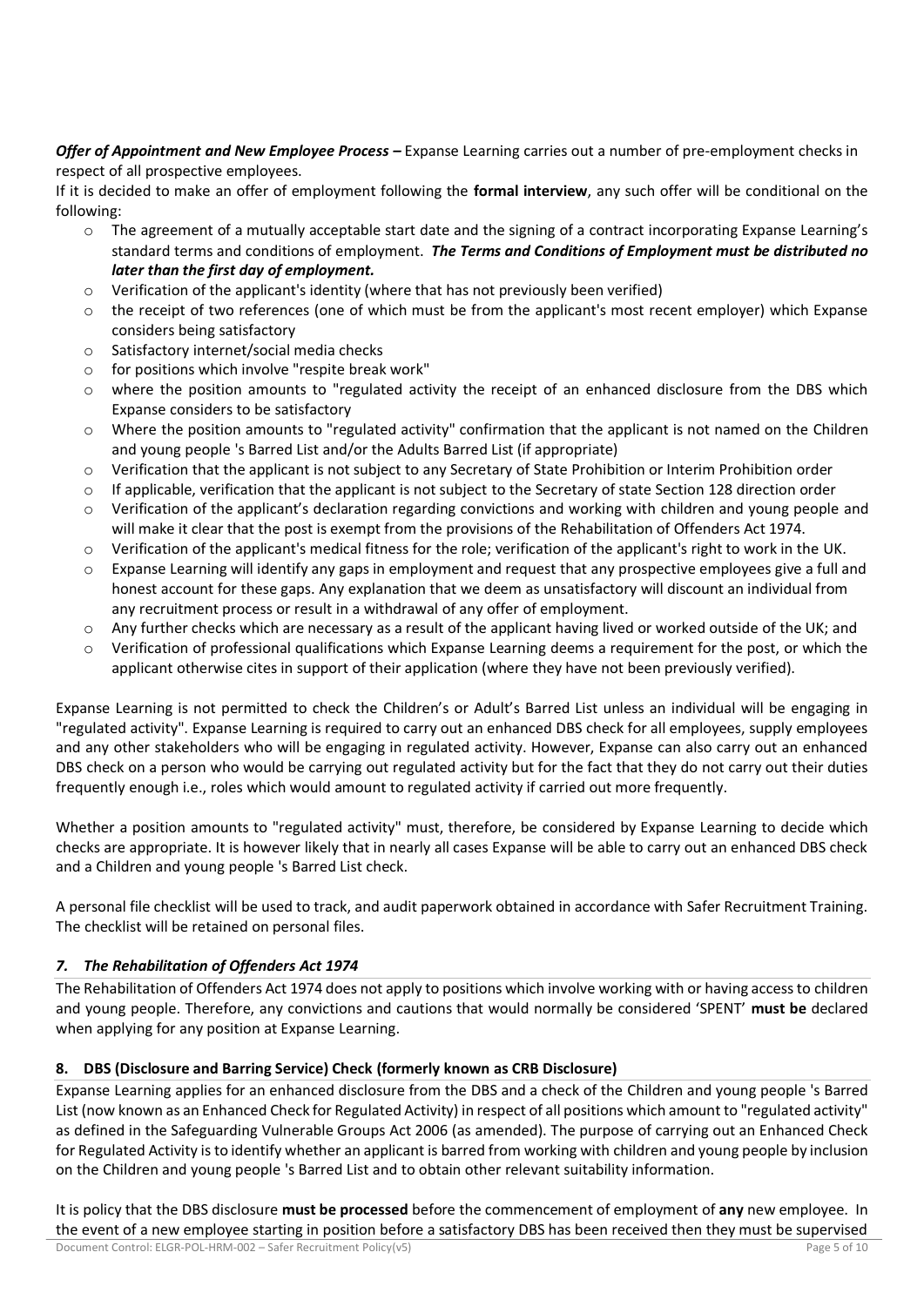***Offer of Appointment and New Employee Process –*** Expanse Learning carries out a number of pre-employment checks in respect of all prospective employees.

If it is decided to make an offer of employment following the **formal interview**, any such offer will be conditional on the following:

- The agreement of a mutually acceptable start date and the signing of a contract incorporating Expanse Learning's standard terms and conditions of employment. ***The Terms and Conditions of Employment must be distributed no later than the first day of employment.***
- Verification of the applicant's identity (where that has not previously been verified)
- the receipt of two references (one of which must be from the applicant's most recent employer) which Expanse considers being satisfactory
- Satisfactory internet/social media checks
- for positions which involve "respite break work"
- where the position amounts to "regulated activity the receipt of an enhanced disclosure from the DBS which Expanse considers to be satisfactory
- Where the position amounts to "regulated activity" confirmation that the applicant is not named on the Children and young people 's Barred List and/or the Adults Barred List (if appropriate)
- Verification that the applicant is not subject to any Secretary of State Prohibition or Interim Prohibition order
- If applicable, verification that the applicant is not subject to the Secretary of state Section 128 direction order
- Verification of the applicant's declaration regarding convictions and working with children and young people and will make it clear that the post is exempt from the provisions of the Rehabilitation of Offenders Act 1974.
- Verification of the applicant's medical fitness for the role; verification of the applicant's right to work in the UK.
- Expanse Learning will identify any gaps in employment and request that any prospective employees give a full and honest account for these gaps. Any explanation that we deem as unsatisfactory will discount an individual from any recruitment process or result in a withdrawal of any offer of employment.
- Any further checks which are necessary as a result of the applicant having lived or worked outside of the UK; and
- Verification of professional qualifications which Expanse Learning deems a requirement for the post, or which the applicant otherwise cites in support of their application (where they have not been previously verified).

Expanse Learning is not permitted to check the Children's or Adult's Barred List unless an individual will be engaging in "regulated activity". Expanse Learning is required to carry out an enhanced DBS check for all employees, supply employees and any other stakeholders who will be engaging in regulated activity. However, Expanse can also carry out an enhanced DBS check on a person who would be carrying out regulated activity but for the fact that they do not carry out their duties frequently enough i.e., roles which would amount to regulated activity if carried out more frequently.

Whether a position amounts to "regulated activity" must, therefore, be considered by Expanse Learning to decide which checks are appropriate. It is however likely that in nearly all cases Expanse will be able to carry out an enhanced DBS check and a Children and young people 's Barred List check.

A personal file checklist will be used to track, and audit paperwork obtained in accordance with Safer Recruitment Training. The checklist will be retained on personal files.

## *7. The Rehabilitation of Offenders Act 1974*

The Rehabilitation of Offenders Act 1974 does not apply to positions which involve working with or having access to children and young people. Therefore, any convictions and cautions that would normally be considered 'SPENT' **must be** declared when applying for any position at Expanse Learning.

## 8. DBS (Disclosure and Barring Service) Check (formerly known as CRB Disclosure)

Expanse Learning applies for an enhanced disclosure from the DBS and a check of the Children and young people 's Barred List (now known as an Enhanced Check for Regulated Activity) in respect of all positions which amount to "regulated activity" as defined in the Safeguarding Vulnerable Groups Act 2006 (as amended). The purpose of carrying out an Enhanced Check for Regulated Activity is to identify whether an applicant is barred from working with children and young people by inclusion on the Children and young people 's Barred List and to obtain other relevant suitability information.

It is policy that the DBS disclosure **must be processed** before the commencement of employment of **any** new employee. In the event of a new employee starting in position before a satisfactory DBS has been received then they must be supervised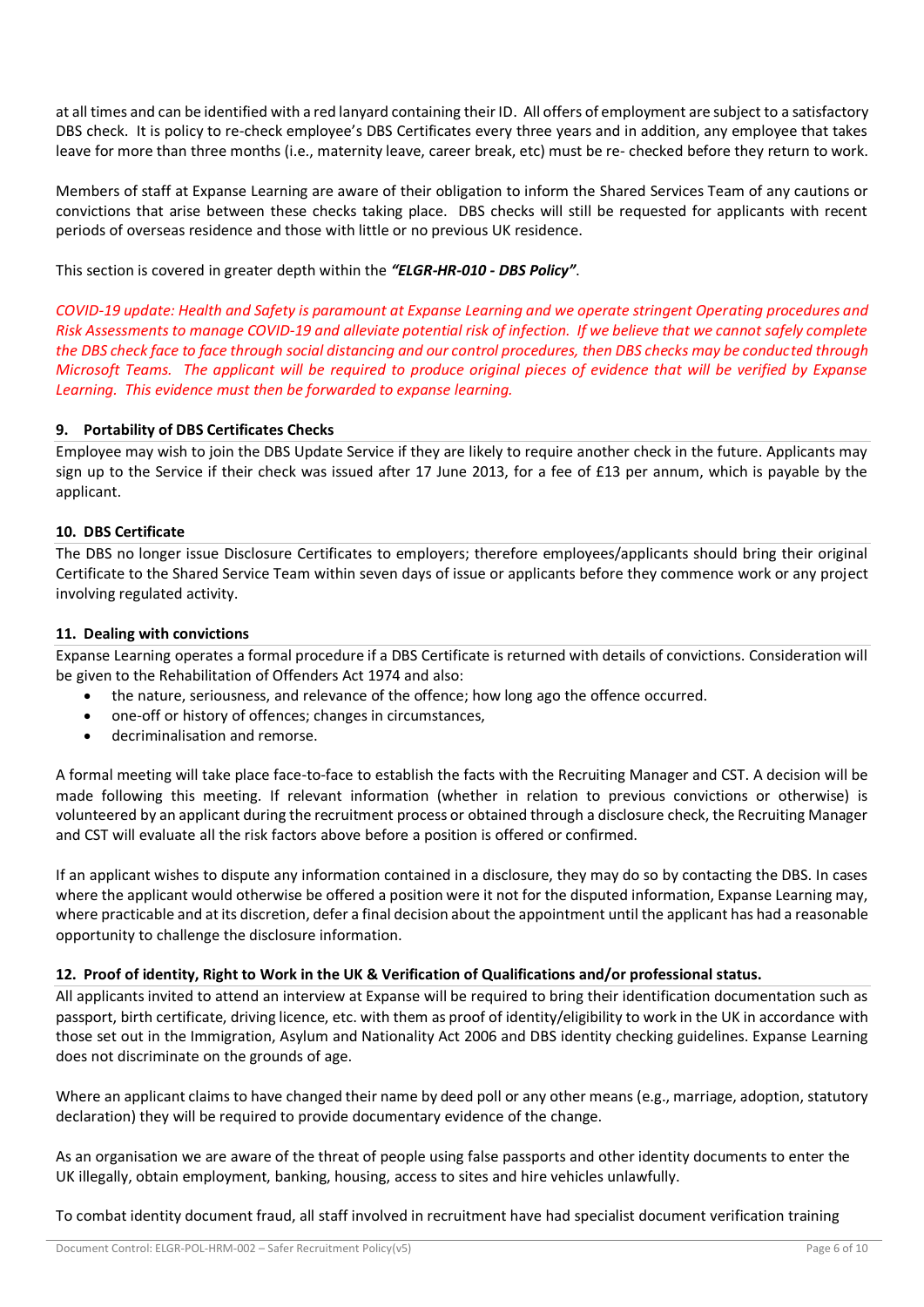at all times and can be identified with a red lanyard containing their ID. All offers of employment are subject to a satisfactory DBS check. It is policy to re-check employee's DBS Certificates every three years and in addition, any employee that takes leave for more than three months (i.e., maternity leave, career break, etc) must be re- checked before they return to work.

Members of staff at Expanse Learning are aware of their obligation to inform the Shared Services Team of any cautions or convictions that arise between these checks taking place. DBS checks will still be requested for applicants with recent periods of overseas residence and those with little or no previous UK residence.

This section is covered in greater depth within the ***"ELGR-HR-010 - DBS Policy"***.

*COVID-19 update: Health and Safety is paramount at Expanse Learning and we operate stringent Operating procedures and Risk Assessments to manage COVID-19 and alleviate potential risk of infection. If we believe that we cannot safely complete the DBS check face to face through social distancing and our control procedures, then DBS checks may be conducted through Microsoft Teams. The applicant will be required to produce original pieces of evidence that will be verified by Expanse Learning. This evidence must then be forwarded to expanse learning.*

### 9. Portability of DBS Certificates Checks

Employee may wish to join the DBS Update Service if they are likely to require another check in the future. Applicants may sign up to the Service if their check was issued after 17 June 2013, for a fee of £13 per annum, which is payable by the applicant.

### 10. DBS Certificate

The DBS no longer issue Disclosure Certificates to employers; therefore employees/applicants should bring their original Certificate to the Shared Service Team within seven days of issue or applicants before they commence work or any project involving regulated activity.

### 11. Dealing with convictions

Expanse Learning operates a formal procedure if a DBS Certificate is returned with details of convictions. Consideration will be given to the Rehabilitation of Offenders Act 1974 and also:

- the nature, seriousness, and relevance of the offence; how long ago the offence occurred.
- one-off or history of offences; changes in circumstances,
- decriminalisation and remorse.

A formal meeting will take place face-to-face to establish the facts with the Recruiting Manager and CST. A decision will be made following this meeting. If relevant information (whether in relation to previous convictions or otherwise) is volunteered by an applicant during the recruitment process or obtained through a disclosure check, the Recruiting Manager and CST will evaluate all the risk factors above before a position is offered or confirmed.

If an applicant wishes to dispute any information contained in a disclosure, they may do so by contacting the DBS. In cases where the applicant would otherwise be offered a position were it not for the disputed information, Expanse Learning may, where practicable and at its discretion, defer a final decision about the appointment until the applicant has had a reasonable opportunity to challenge the disclosure information.

### 12. Proof of identity, Right to Work in the UK & Verification of Qualifications and/or professional status.

All applicants invited to attend an interview at Expanse will be required to bring their identification documentation such as passport, birth certificate, driving licence, etc. with them as proof of identity/eligibility to work in the UK in accordance with those set out in the Immigration, Asylum and Nationality Act 2006 and DBS identity checking guidelines. Expanse Learning does not discriminate on the grounds of age.

Where an applicant claims to have changed their name by deed poll or any other means (e.g., marriage, adoption, statutory declaration) they will be required to provide documentary evidence of the change.

As an organisation we are aware of the threat of people using false passports and other identity documents to enter the UK illegally, obtain employment, banking, housing, access to sites and hire vehicles unlawfully.

To combat identity document fraud, all staff involved in recruitment have had specialist document verification training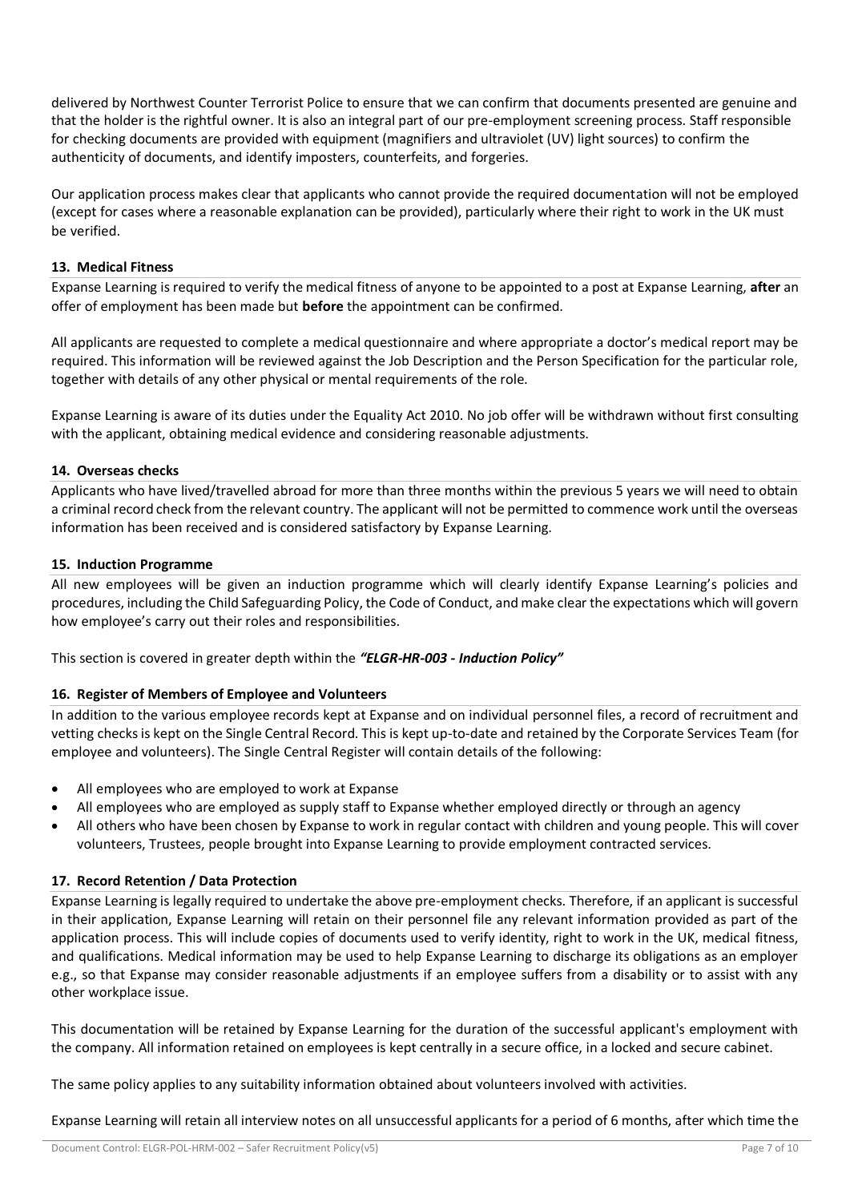delivered by Northwest Counter Terrorist Police to ensure that we can confirm that documents presented are genuine and that the holder is the rightful owner. It is also an integral part of our pre-employment screening process. Staff responsible for checking documents are provided with equipment (magnifiers and ultraviolet (UV) light sources) to confirm the authenticity of documents, and identify imposters, counterfeits, and forgeries.

Our application process makes clear that applicants who cannot provide the required documentation will not be employed (except for cases where a reasonable explanation can be provided), particularly where their right to work in the UK must be verified.

### 13. Medical Fitness

Expanse Learning is required to verify the medical fitness of anyone to be appointed to a post at Expanse Learning, **after** an offer of employment has been made but **before** the appointment can be confirmed.

All applicants are requested to complete a medical questionnaire and where appropriate a doctor's medical report may be required. This information will be reviewed against the Job Description and the Person Specification for the particular role, together with details of any other physical or mental requirements of the role.

Expanse Learning is aware of its duties under the Equality Act 2010. No job offer will be withdrawn without first consulting with the applicant, obtaining medical evidence and considering reasonable adjustments.

### 14. Overseas checks

Applicants who have lived/travelled abroad for more than three months within the previous 5 years we will need to obtain a criminal record check from the relevant country. The applicant will not be permitted to commence work until the overseas information has been received and is considered satisfactory by Expanse Learning.

### 15. Induction Programme

All new employees will be given an induction programme which will clearly identify Expanse Learning's policies and procedures, including the Child Safeguarding Policy, the Code of Conduct, and make clear the expectations which will govern how employee's carry out their roles and responsibilities.

This section is covered in greater depth within the ***"ELGR-HR-003 - Induction Policy"***

### 16. Register of Members of Employee and Volunteers

In addition to the various employee records kept at Expanse and on individual personnel files, a record of recruitment and vetting checks is kept on the Single Central Record. This is kept up-to-date and retained by the Corporate Services Team (for employee and volunteers). The Single Central Register will contain details of the following:

- All employees who are employed to work at Expanse
- All employees who are employed as supply staff to Expanse whether employed directly or through an agency
- All others who have been chosen by Expanse to work in regular contact with children and young people. This will cover volunteers, Trustees, people brought into Expanse Learning to provide employment contracted services.

### 17. Record Retention / Data Protection

Expanse Learning is legally required to undertake the above pre-employment checks. Therefore, if an applicant is successful in their application, Expanse Learning will retain on their personnel file any relevant information provided as part of the application process. This will include copies of documents used to verify identity, right to work in the UK, medical fitness, and qualifications. Medical information may be used to help Expanse Learning to discharge its obligations as an employer e.g., so that Expanse may consider reasonable adjustments if an employee suffers from a disability or to assist with any other workplace issue.

This documentation will be retained by Expanse Learning for the duration of the successful applicant's employment with the company. All information retained on employees is kept centrally in a secure office, in a locked and secure cabinet.

The same policy applies to any suitability information obtained about volunteers involved with activities.

Expanse Learning will retain all interview notes on all unsuccessful applicants for a period of 6 months, after which time the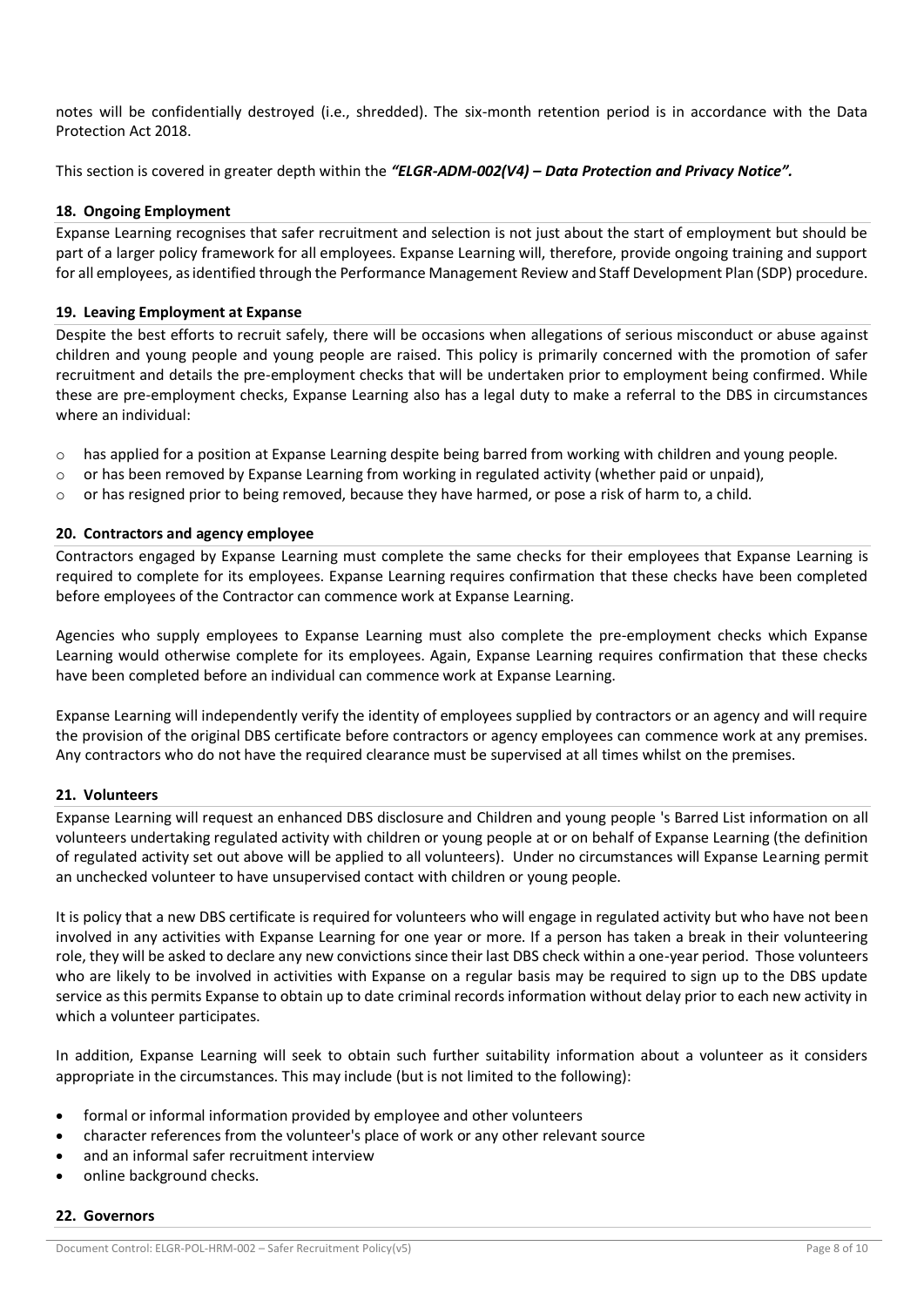notes will be confidentially destroyed (i.e., shredded). The six-month retention period is in accordance with the Data Protection Act 2018.

This section is covered in greater depth within the ***"ELGR-ADM-002(V4) – Data Protection and Privacy Notice".***

### 18. Ongoing Employment

Expanse Learning recognises that safer recruitment and selection is not just about the start of employment but should be part of a larger policy framework for all employees. Expanse Learning will, therefore, provide ongoing training and support for all employees, as identified through the Performance Management Review and Staff Development Plan (SDP) procedure.

### 19. Leaving Employment at Expanse

Despite the best efforts to recruit safely, there will be occasions when allegations of serious misconduct or abuse against children and young people and young people are raised. This policy is primarily concerned with the promotion of safer recruitment and details the pre-employment checks that will be undertaken prior to employment being confirmed. While these are pre-employment checks, Expanse Learning also has a legal duty to make a referral to the DBS in circumstances where an individual:

- has applied for a position at Expanse Learning despite being barred from working with children and young people.
- or has been removed by Expanse Learning from working in regulated activity (whether paid or unpaid),
- or has resigned prior to being removed, because they have harmed, or pose a risk of harm to, a child.

### 20. Contractors and agency employee

Contractors engaged by Expanse Learning must complete the same checks for their employees that Expanse Learning is required to complete for its employees. Expanse Learning requires confirmation that these checks have been completed before employees of the Contractor can commence work at Expanse Learning.

Agencies who supply employees to Expanse Learning must also complete the pre-employment checks which Expanse Learning would otherwise complete for its employees. Again, Expanse Learning requires confirmation that these checks have been completed before an individual can commence work at Expanse Learning.

Expanse Learning will independently verify the identity of employees supplied by contractors or an agency and will require the provision of the original DBS certificate before contractors or agency employees can commence work at any premises. Any contractors who do not have the required clearance must be supervised at all times whilst on the premises.

### 21. Volunteers

Expanse Learning will request an enhanced DBS disclosure and Children and young people 's Barred List information on all volunteers undertaking regulated activity with children or young people at or on behalf of Expanse Learning (the definition of regulated activity set out above will be applied to all volunteers). Under no circumstances will Expanse Learning permit an unchecked volunteer to have unsupervised contact with children or young people.

It is policy that a new DBS certificate is required for volunteers who will engage in regulated activity but who have not been involved in any activities with Expanse Learning for one year or more. If a person has taken a break in their volunteering role, they will be asked to declare any new convictions since their last DBS check within a one-year period. Those volunteers who are likely to be involved in activities with Expanse on a regular basis may be required to sign up to the DBS update service as this permits Expanse to obtain up to date criminal records information without delay prior to each new activity in which a volunteer participates.

In addition, Expanse Learning will seek to obtain such further suitability information about a volunteer as it considers appropriate in the circumstances. This may include (but is not limited to the following):

- formal or informal information provided by employee and other volunteers
- character references from the volunteer's place of work or any other relevant source
- and an informal safer recruitment interview
- online background checks.

### 22. Governors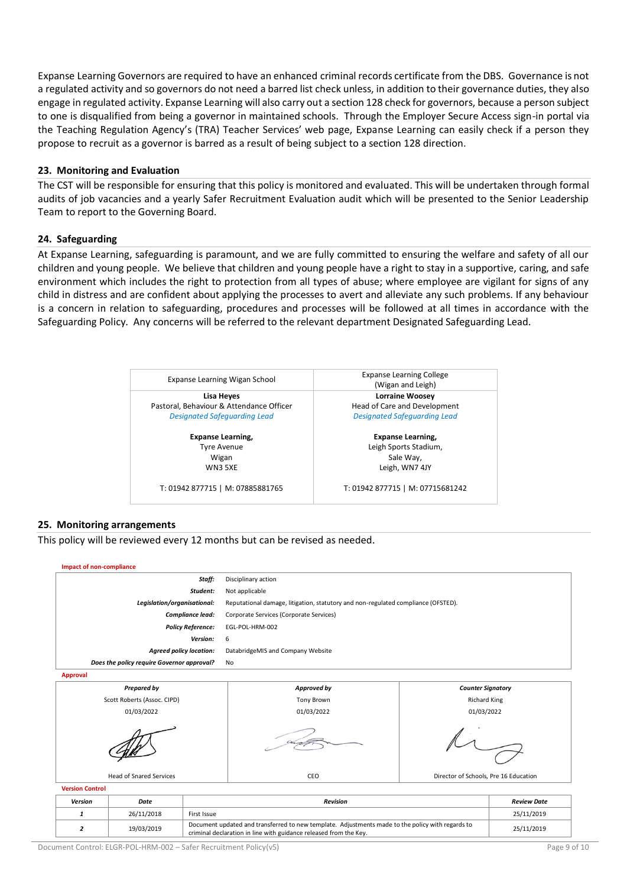Expanse Learning Governors are required to have an enhanced criminal records certificate from the DBS. Governance is not a regulated activity and so governors do not need a barred list check unless, in addition to their governance duties, they also engage in regulated activity. Expanse Learning will also carry out a section 128 check for governors, because a person subject to one is disqualified from being a governor in maintained schools. Through the Employer Secure Access sign-in portal via the Teaching Regulation Agency's (TRA) Teacher Services' web page, Expanse Learning can easily check if a person they propose to recruit as a governor is barred as a result of being subject to a section 128 direction.

### 23. Monitoring and Evaluation

The CST will be responsible for ensuring that this policy is monitored and evaluated. This will be undertaken through formal audits of job vacancies and a yearly Safer Recruitment Evaluation audit which will be presented to the Senior Leadership Team to report to the Governing Board.

### 24. Safeguarding

At Expanse Learning, safeguarding is paramount, and we are fully committed to ensuring the welfare and safety of all our children and young people. We believe that children and young people have a right to stay in a supportive, caring, and safe environment which includes the right to protection from all types of abuse; where employee are vigilant for signs of any child in distress and are confident about applying the processes to avert and alleviate any such problems. If any behaviour is a concern in relation to safeguarding, procedures and processes will be followed at all times in accordance with the Safeguarding Policy. Any concerns will be referred to the relevant department Designated Safeguarding Lead.

| Expanse Learning Wigan School | Expanse Learning College (Wigan and Leigh) |
|---|---|
| **Lisa Heyes**<br>Pastoral, Behaviour & Attendance Officer<br>*Designated Safeguarding Lead*<br><br>**Expanse Learning,**<br>Tyre Avenue<br>Wigan<br>WN3 5XE<br><br>T: 01942 877715 \| M: 07885881765 | **Lorraine Woosey**<br>Head of Care and Development<br>*Designated Safeguarding Lead*<br><br>**Expanse Learning,**<br>Leigh Sports Stadium,<br>Sale Way,<br>Leigh, WN7 4JY<br><br>T: 01942 877715 \| M: 07715681242 |

### 25. Monitoring arrangements

This policy will be reviewed every 12 months but can be revised as needed.

**Impact of non-compliance**

| | |
|---|---|
| ***Staff:*** | Disciplinary action |
| ***Student:*** | Not applicable |
| ***Legislation/organisational:*** | Reputational damage, litigation, statutory and non-regulated compliance (OFSTED). |
| ***Compliance lead:*** | Corporate Services (Corporate Services) |
| ***Policy Reference:*** | EGL-POL-HRM-002 |
| ***Version:*** | 6 |
| ***Agreed policy location:*** | DatabridgeMIS and Company Website |
| ***Does the policy require Governor approval?*** | No |

**Approval**

| *Prepared by* | *Approved by* | *Counter Signatory* |
|---|---|---|
| Scott Roberts (Assoc. CIPD) | Tony Brown | Richard King |
| 01/03/2022 | 01/03/2022 | 01/03/2022 |
| Head of Snared Services | CEO | Director of Schools, Pre 16 Education |

**Version Control**

| *Version* | *Date* | *Revision* | *Review Date* |
|---|---|---|---|
| **1** | 26/11/2018 | First Issue | 25/11/2019 |
| **2** | 19/03/2019 | Document updated and transferred to new template. Adjustments made to the policy with regards to criminal declaration in line with guidance released from the Key. | 25/11/2019 |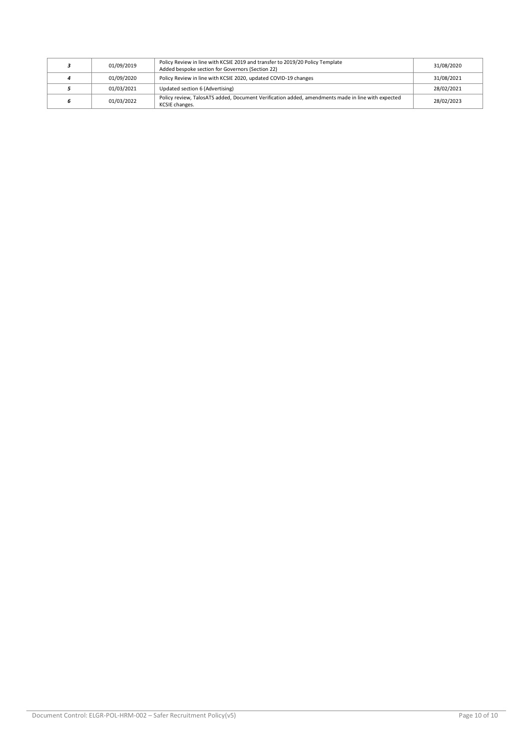| | | | |
|---|---|---|---|
| *3* | 01/09/2019 | Policy Review in line with KCSIE 2019 and transfer to 2019/20 Policy Template<br>Added bespoke section for Governors (Section 22) | 31/08/2020 |
| *4* | 01/09/2020 | Policy Review in line with KCSIE 2020, updated COVID-19 changes | 31/08/2021 |
| *5* | 01/03/2021 | Updated section 6 (Advertising) | 28/02/2021 |
| *6* | 01/03/2022 | Policy review, TalosATS added, Document Verification added, amendments made in line with expected KCSIE changes. | 28/02/2023 |